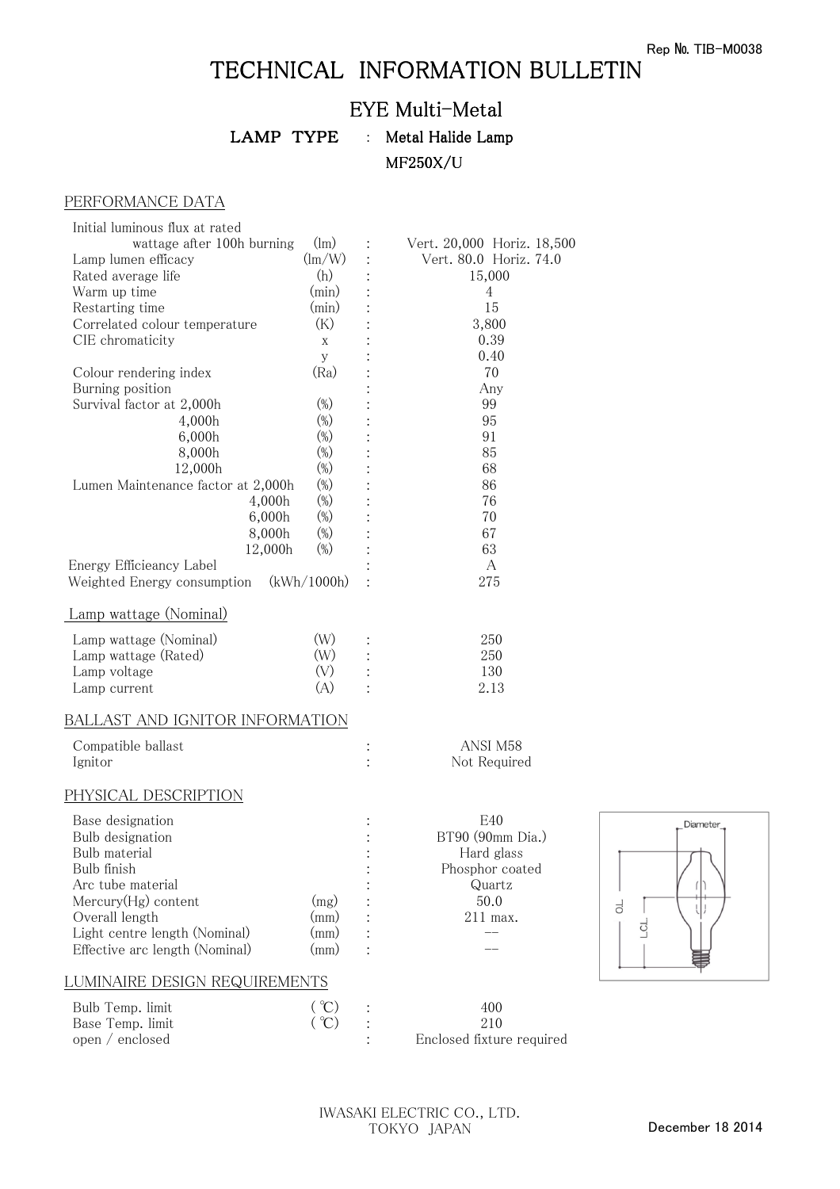Rep No. TIB-M0038

# TECHNICAL INFORMATION BULLETIN

## EYE Multi-Metal

**LAMP TYPE** : **Metal Halide Lamp**

**MF250X/U**

### PERFORMANCE DATA

| | | | |
|---|---|---|---|
| Initial luminous flux at rated wattage after 100h burning | (lm) | : | Vert. 20,000 Horiz. 18,500 |
| Lamp lumen efficacy | (lm/W) | : | Vert. 80.0 Horiz. 74.0 |
| Rated average life | (h) | : | 15,000 |
| Warm up time | (min) | : | 4 |
| Restarting time | (min) | : | 15 |
| Correlated colour temperature | (K) | : | 3,800 |
| CIE chromaticity | x | : | 0.39 |
| | y | : | 0.40 |
| Colour rendering index | (Ra) | : | 70 |
| Burning position | | : | Any |
| Survival factor at 2,000h | (%) | : | 99 |
| 4,000h | (%) | : | 95 |
| 6,000h | (%) | : | 91 |
| 8,000h | (%) | : | 85 |
| 12,000h | (%) | : | 68 |
| Lumen Maintenance factor at 2,000h | (%) | : | 86 |
| 4,000h | (%) | : | 76 |
| 6,000h | (%) | : | 70 |
| 8,000h | (%) | : | 67 |
| 12,000h | (%) | : | 63 |
| Energy Efficieancy Label | | : | A |
| Weighted Energy consumption | (kWh/1000h) | : | 275 |

### Lamp wattage (Nominal)

| | | | |
|---|---|---|---|
| Lamp wattage (Nominal) | (W) | : | 250 |
| Lamp wattage (Rated) | (W) | : | 250 |
| Lamp voltage | (V) | : | 130 |
| Lamp current | (A) | : | 2.13 |

### BALLAST AND IGNITOR INFORMATION

| | | |
|---|---|---|
| Compatible ballast | : | ANSI M58 |
| Ignitor | : | Not Required |

### PHYSICAL DESCRIPTION

| | | | |
|---|---|---|---|
| Base designation | | : | E40 |
| Bulb designation | | : | BT90 (90mm Dia.) |
| Bulb material | | : | Hard glass |
| Bulb finish | | : | Phosphor coated |
| Arc tube material | | : | Quartz |
| Mercury(Hg) content | (mg) | : | 50.0 |
| Overall length | (mm) | : | 211 max. |
| Light centre length (Nominal) | (mm) | : | -- |
| Effective arc length (Nominal) | (mm) | : | -- |

Diameter

OL

LCL

### LUMINAIRE DESIGN REQUIREMENTS

| | | | |
|---|---|---|---|
| Bulb Temp. limit | (℃) | : | 400 |
| Base Temp. limit | (℃) | : | 210 |
| open / enclosed | | : | Enclosed fixture required |

IWASAKI ELECTRIC CO., LTD.
TOKYO JAPAN

December 18 2014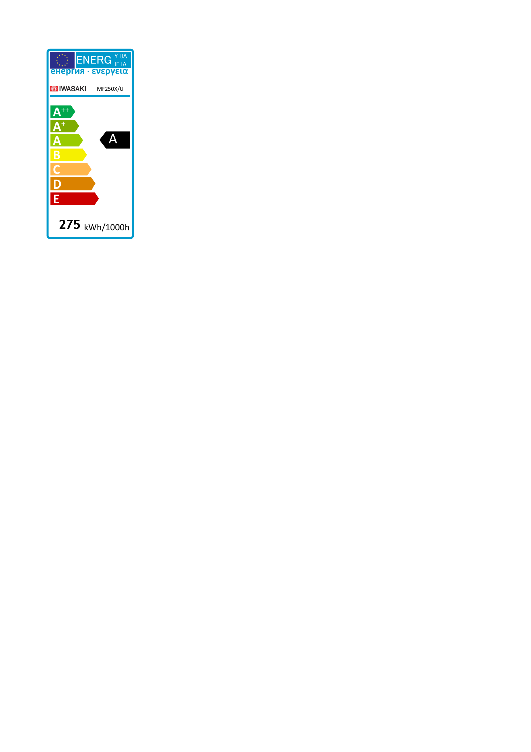ENERG Y IJA IE IA

енергия · ενεργεια

IWASAKI MF250X/U

A++

A+

A

B

C

D

E

A

275 kWh/1000h